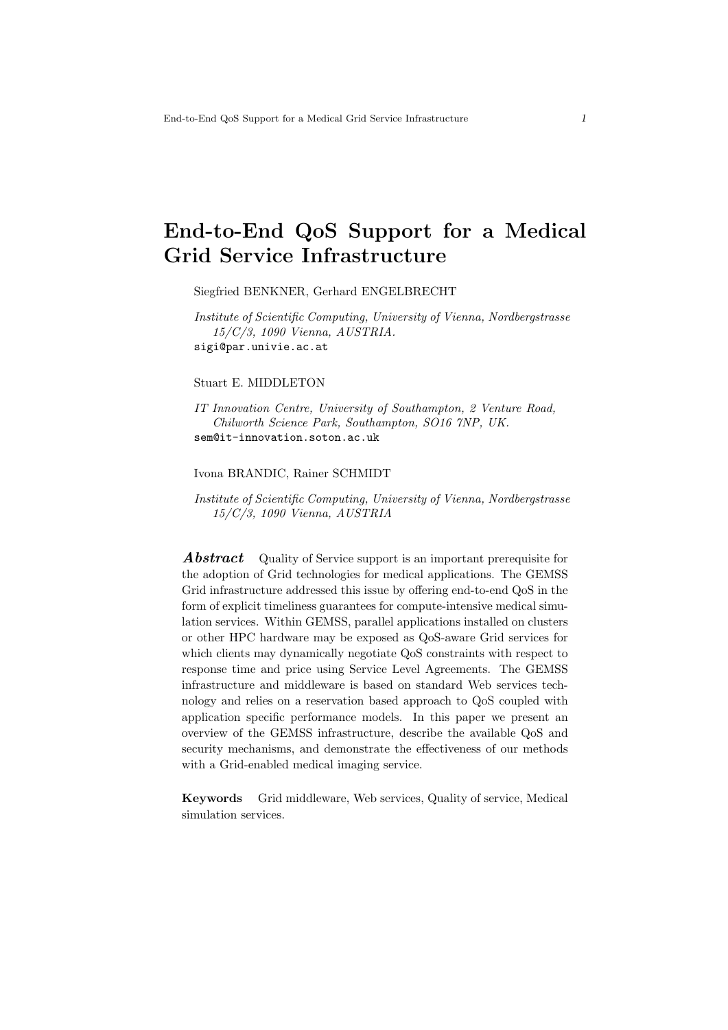# End-to-End QoS Support for a Medical Grid Service Infrastructure

Siegfried BENKNER, Gerhard ENGELBRECHT

*Institute of Scientific Computing, University of Vienna, Nordbergstrasse 15/C/3, 1090 Vienna, AUSTRIA.*
sigi@par.univie.ac.at

Stuart E. MIDDLETON

*IT Innovation Centre, University of Southampton, 2 Venture Road, Chilworth Science Park, Southampton, SO16 7NP, UK.*
sem@it-innovation.soton.ac.uk

Ivona BRANDIC, Rainer SCHMIDT

*Institute of Scientific Computing, University of Vienna, Nordbergstrasse 15/C/3, 1090 Vienna, AUSTRIA*

***Abstract*** Quality of Service support is an important prerequisite for the adoption of Grid technologies for medical applications. The GEMSS Grid infrastructure addressed this issue by offering end-to-end QoS in the form of explicit timeliness guarantees for compute-intensive medical simulation services. Within GEMSS, parallel applications installed on clusters or other HPC hardware may be exposed as QoS-aware Grid services for which clients may dynamically negotiate QoS constraints with respect to response time and price using Service Level Agreements. The GEMSS infrastructure and middleware is based on standard Web services technology and relies on a reservation based approach to QoS coupled with application specific performance models. In this paper we present an overview of the GEMSS infrastructure, describe the available QoS and security mechanisms, and demonstrate the effectiveness of our methods with a Grid-enabled medical imaging service.

**Keywords** Grid middleware, Web services, Quality of service, Medical simulation services.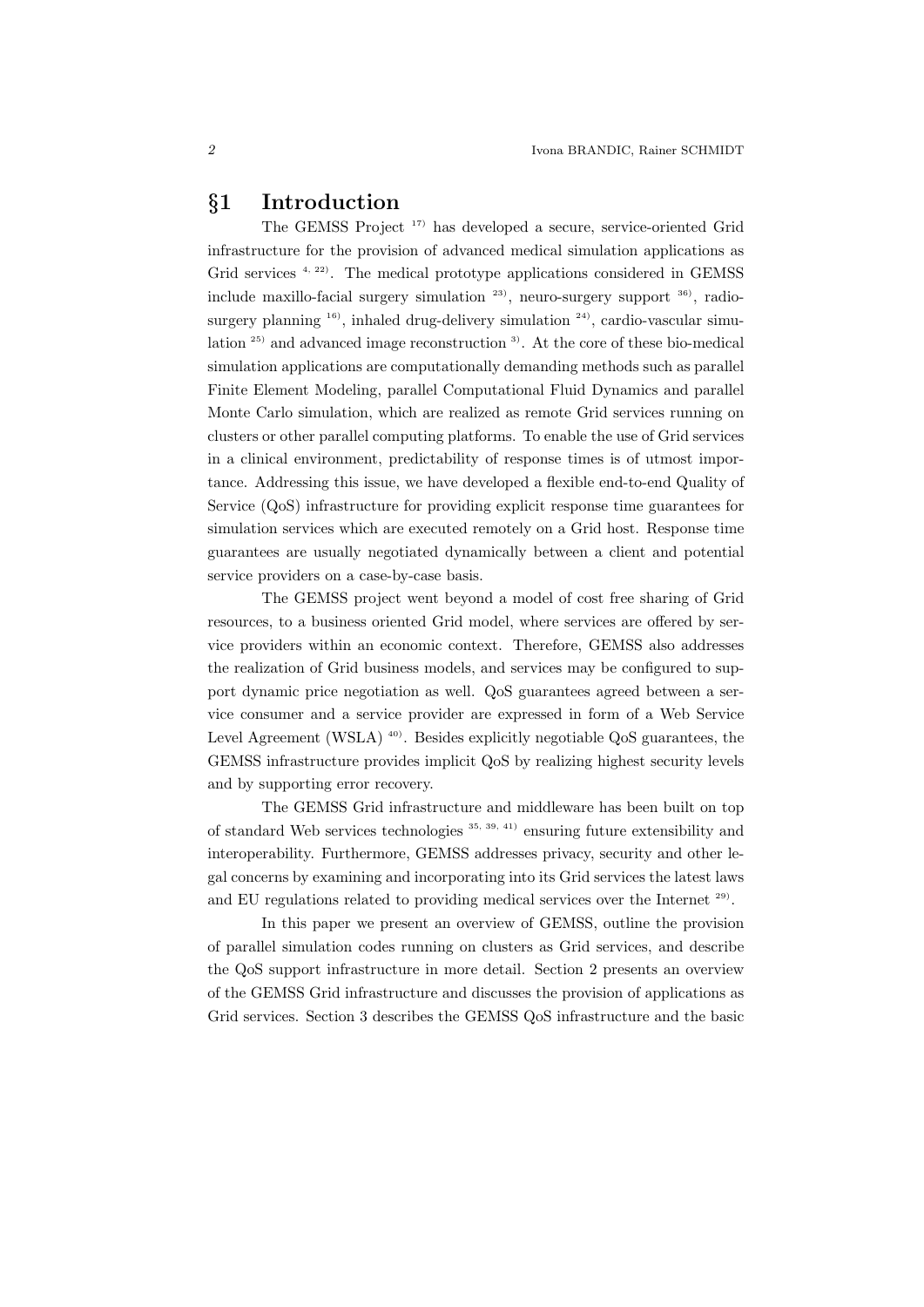## §1 Introduction

The GEMSS Project [17] has developed a secure, service-oriented Grid infrastructure for the provision of advanced medical simulation applications as Grid services [4, 22]. The medical prototype applications considered in GEMSS include maxillo-facial surgery simulation [23], neuro-surgery support [36], radio-surgery planning [16], inhaled drug-delivery simulation [24], cardio-vascular simulation [25] and advanced image reconstruction [3]. At the core of these bio-medical simulation applications are computationally demanding methods such as parallel Finite Element Modeling, parallel Computational Fluid Dynamics and parallel Monte Carlo simulation, which are realized as remote Grid services running on clusters or other parallel computing platforms. To enable the use of Grid services in a clinical environment, predictability of response times is of utmost importance. Addressing this issue, we have developed a flexible end-to-end Quality of Service (QoS) infrastructure for providing explicit response time guarantees for simulation services which are executed remotely on a Grid host. Response time guarantees are usually negotiated dynamically between a client and potential service providers on a case-by-case basis.

The GEMSS project went beyond a model of cost free sharing of Grid resources, to a business oriented Grid model, where services are offered by service providers within an economic context. Therefore, GEMSS also addresses the realization of Grid business models, and services may be configured to support dynamic price negotiation as well. QoS guarantees agreed between a service consumer and a service provider are expressed in form of a Web Service Level Agreement (WSLA) [40]. Besides explicitly negotiable QoS guarantees, the GEMSS infrastructure provides implicit QoS by realizing highest security levels and by supporting error recovery.

The GEMSS Grid infrastructure and middleware has been built on top of standard Web services technologies [35, 39, 41] ensuring future extensibility and interoperability. Furthermore, GEMSS addresses privacy, security and other legal concerns by examining and incorporating into its Grid services the latest laws and EU regulations related to providing medical services over the Internet [29].

In this paper we present an overview of GEMSS, outline the provision of parallel simulation codes running on clusters as Grid services, and describe the QoS support infrastructure in more detail. Section 2 presents an overview of the GEMSS Grid infrastructure and discusses the provision of applications as Grid services. Section 3 describes the GEMSS QoS infrastructure and the basic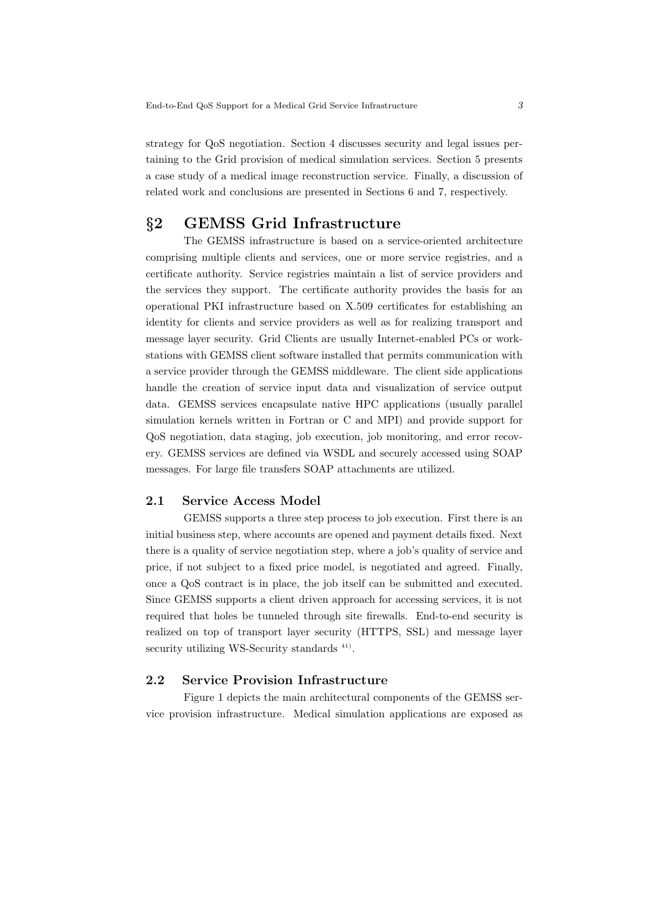strategy for QoS negotiation. Section 4 discusses security and legal issues pertaining to the Grid provision of medical simulation services. Section 5 presents a case study of a medical image reconstruction service. Finally, a discussion of related work and conclusions are presented in Sections 6 and 7, respectively.

# §2 GEMSS Grid Infrastructure

The GEMSS infrastructure is based on a service-oriented architecture comprising multiple clients and services, one or more service registries, and a certificate authority. Service registries maintain a list of service providers and the services they support. The certificate authority provides the basis for an operational PKI infrastructure based on X.509 certificates for establishing an identity for clients and service providers as well as for realizing transport and message layer security. Grid Clients are usually Internet-enabled PCs or workstations with GEMSS client software installed that permits communication with a service provider through the GEMSS middleware. The client side applications handle the creation of service input data and visualization of service output data. GEMSS services encapsulate native HPC applications (usually parallel simulation kernels written in Fortran or C and MPI) and provide support for QoS negotiation, data staging, job execution, job monitoring, and error recovery. GEMSS services are defined via WSDL and securely accessed using SOAP messages. For large file transfers SOAP attachments are utilized.

## 2.1 Service Access Model

GEMSS supports a three step process to job execution. First there is an initial business step, where accounts are opened and payment details fixed. Next there is a quality of service negotiation step, where a job's quality of service and price, if not subject to a fixed price model, is negotiated and agreed. Finally, once a QoS contract is in place, the job itself can be submitted and executed. Since GEMSS supports a client driven approach for accessing services, it is not required that holes be tunneled through site firewalls. End-to-end security is realized on top of transport layer security (HTTPS, SSL) and message layer security utilizing WS-Security standards [41)].

## 2.2 Service Provision Infrastructure

Figure 1 depicts the main architectural components of the GEMSS service provision infrastructure. Medical simulation applications are exposed as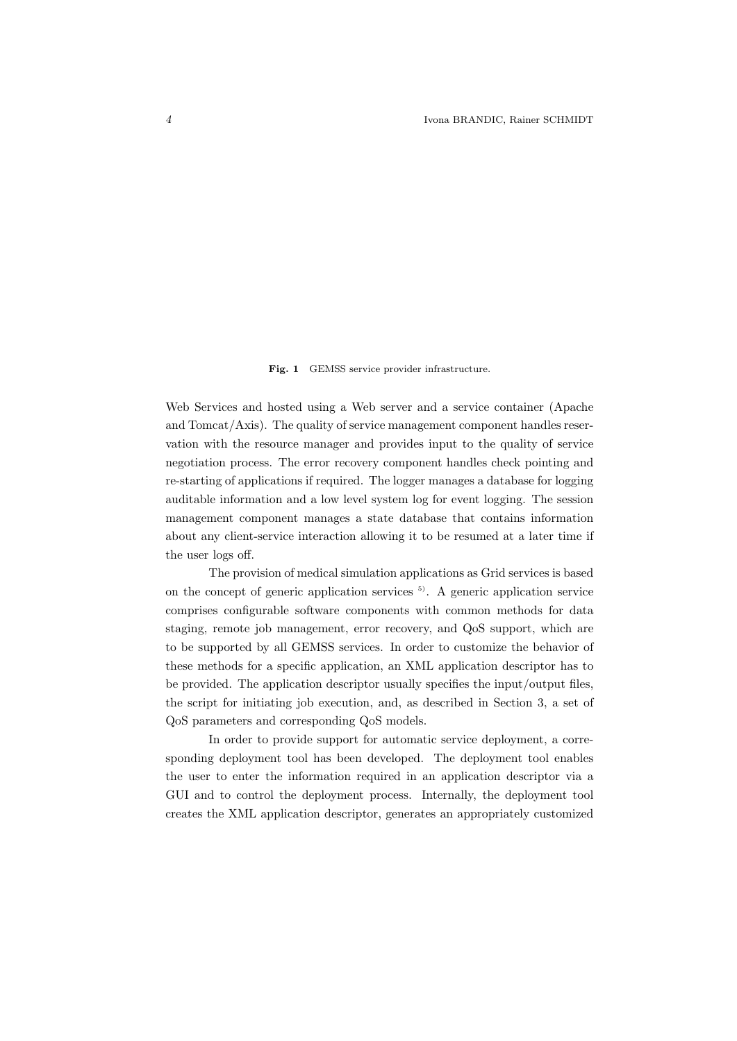**Fig. 1** GEMSS service provider infrastructure.

Web Services and hosted using a Web server and a service container (Apache and Tomcat/Axis). The quality of service management component handles reservation with the resource manager and provides input to the quality of service negotiation process. The error recovery component handles check pointing and re-starting of applications if required. The logger manages a database for logging auditable information and a low level system log for event logging. The session management component manages a state database that contains information about any client-service interaction allowing it to be resumed at a later time if the user logs off.

The provision of medical simulation applications as Grid services is based on the concept of generic application services [5]. A generic application service comprises configurable software components with common methods for data staging, remote job management, error recovery, and QoS support, which are to be supported by all GEMSS services. In order to customize the behavior of these methods for a specific application, an XML application descriptor has to be provided. The application descriptor usually specifies the input/output files, the script for initiating job execution, and, as described in Section 3, a set of QoS parameters and corresponding QoS models.

In order to provide support for automatic service deployment, a corresponding deployment tool has been developed. The deployment tool enables the user to enter the information required in an application descriptor via a GUI and to control the deployment process. Internally, the deployment tool creates the XML application descriptor, generates an appropriately customized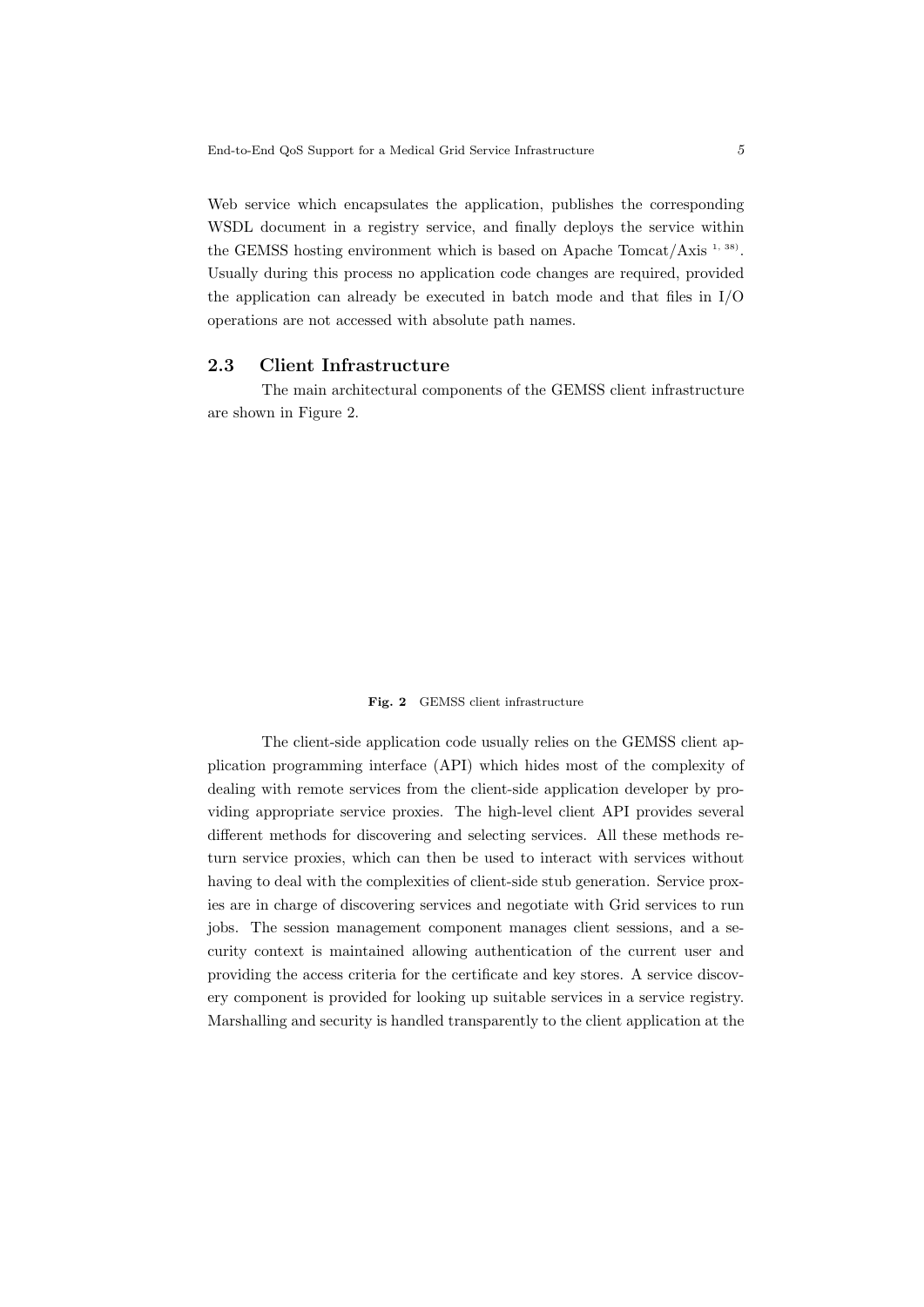Web service which encapsulates the application, publishes the corresponding WSDL document in a registry service, and finally deploys the service within the GEMSS hosting environment which is based on Apache Tomcat/Axis [1, 38]. Usually during this process no application code changes are required, provided the application can already be executed in batch mode and that files in I/O operations are not accessed with absolute path names.

## 2.3 Client Infrastructure

The main architectural components of the GEMSS client infrastructure are shown in Figure 2.

**Fig. 2** GEMSS client infrastructure

The client-side application code usually relies on the GEMSS client application programming interface (API) which hides most of the complexity of dealing with remote services from the client-side application developer by providing appropriate service proxies. The high-level client API provides several different methods for discovering and selecting services. All these methods return service proxies, which can then be used to interact with services without having to deal with the complexities of client-side stub generation. Service proxies are in charge of discovering services and negotiate with Grid services to run jobs. The session management component manages client sessions, and a security context is maintained allowing authentication of the current user and providing the access criteria for the certificate and key stores. A service discovery component is provided for looking up suitable services in a service registry. Marshalling and security is handled transparently to the client application at the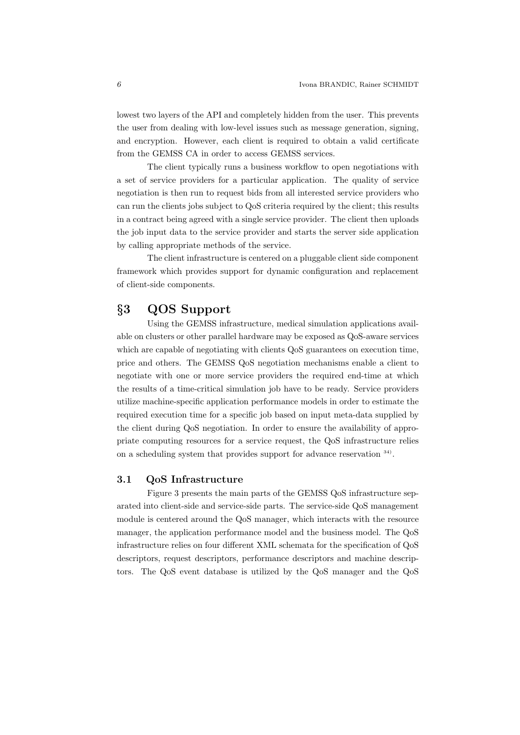lowest two layers of the API and completely hidden from the user. This prevents the user from dealing with low-level issues such as message generation, signing, and encryption. However, each client is required to obtain a valid certificate from the GEMSS CA in order to access GEMSS services.

The client typically runs a business workflow to open negotiations with a set of service providers for a particular application. The quality of service negotiation is then run to request bids from all interested service providers who can run the clients jobs subject to QoS criteria required by the client; this results in a contract being agreed with a single service provider. The client then uploads the job input data to the service provider and starts the server side application by calling appropriate methods of the service.

The client infrastructure is centered on a pluggable client side component framework which provides support for dynamic configuration and replacement of client-side components.

## §3 QOS Support

Using the GEMSS infrastructure, medical simulation applications available on clusters or other parallel hardware may be exposed as QoS-aware services which are capable of negotiating with clients QoS guarantees on execution time, price and others. The GEMSS QoS negotiation mechanisms enable a client to negotiate with one or more service providers the required end-time at which the results of a time-critical simulation job have to be ready. Service providers utilize machine-specific application performance models in order to estimate the required execution time for a specific job based on input meta-data supplied by the client during QoS negotiation. In order to ensure the availability of appropriate computing resources for a service request, the QoS infrastructure relies on a scheduling system that provides support for advance reservation [34].

### 3.1 QoS Infrastructure

Figure 3 presents the main parts of the GEMSS QoS infrastructure separated into client-side and service-side parts. The service-side QoS management module is centered around the QoS manager, which interacts with the resource manager, the application performance model and the business model. The QoS infrastructure relies on four different XML schemata for the specification of QoS descriptors, request descriptors, performance descriptors and machine descriptors. The QoS event database is utilized by the QoS manager and the QoS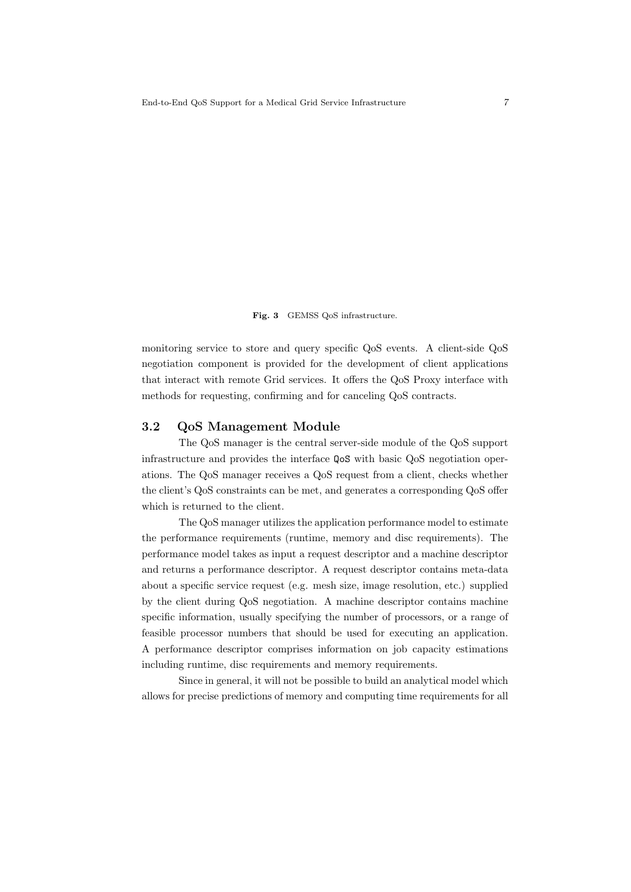**Fig. 3** GEMSS QoS infrastructure.

monitoring service to store and query specific QoS events. A client-side QoS negotiation component is provided for the development of client applications that interact with remote Grid services. It offers the QoS Proxy interface with methods for requesting, confirming and for canceling QoS contracts.

### 3.2 QoS Management Module

The QoS manager is the central server-side module of the QoS support infrastructure and provides the interface `QoS` with basic QoS negotiation operations. The QoS manager receives a QoS request from a client, checks whether the client's QoS constraints can be met, and generates a corresponding QoS offer which is returned to the client.

The QoS manager utilizes the application performance model to estimate the performance requirements (runtime, memory and disc requirements). The performance model takes as input a request descriptor and a machine descriptor and returns a performance descriptor. A request descriptor contains meta-data about a specific service request (e.g. mesh size, image resolution, etc.) supplied by the client during QoS negotiation. A machine descriptor contains machine specific information, usually specifying the number of processors, or a range of feasible processor numbers that should be used for executing an application. A performance descriptor comprises information on job capacity estimations including runtime, disc requirements and memory requirements.

Since in general, it will not be possible to build an analytical model which allows for precise predictions of memory and computing time requirements for all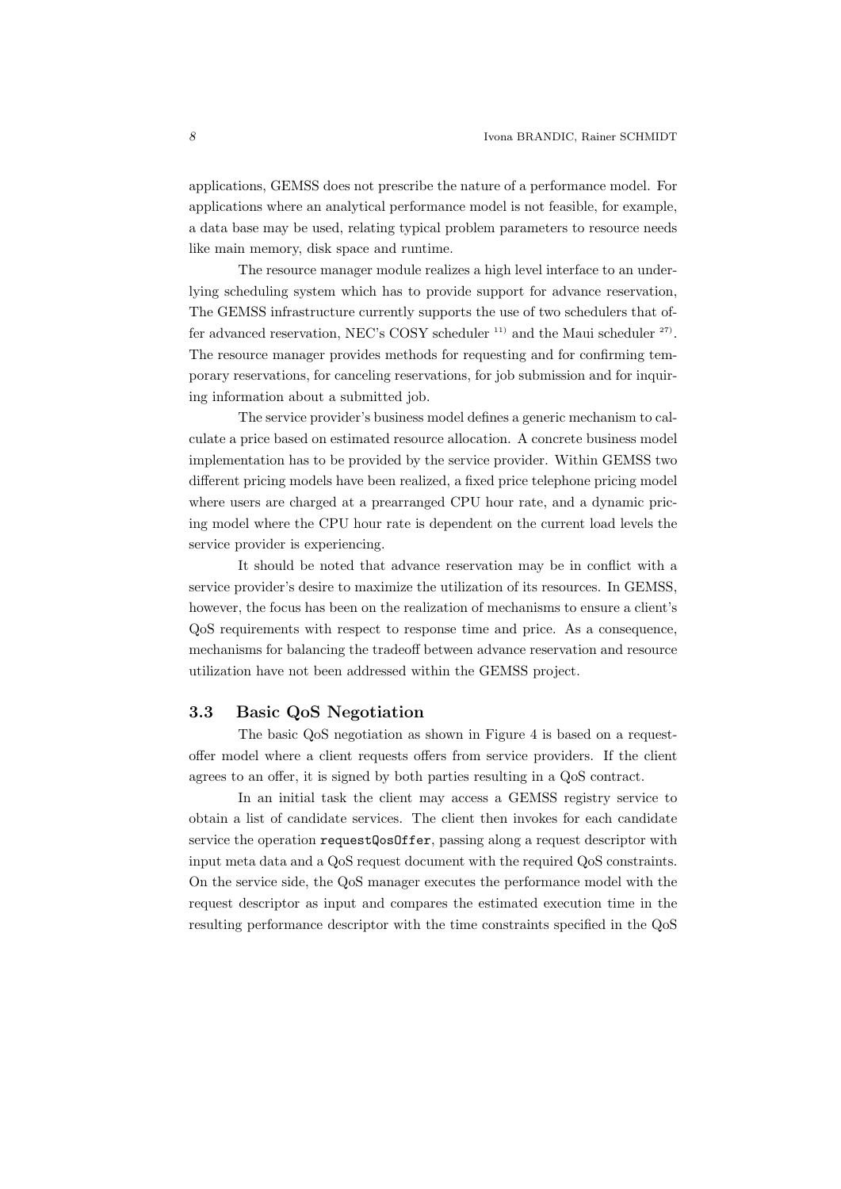applications, GEMSS does not prescribe the nature of a performance model. For applications where an analytical performance model is not feasible, for example, a data base may be used, relating typical problem parameters to resource needs like main memory, disk space and runtime.

The resource manager module realizes a high level interface to an underlying scheduling system which has to provide support for advance reservation, The GEMSS infrastructure currently supports the use of two schedulers that offer advanced reservation, NEC's COSY scheduler [11)] and the Maui scheduler [27)]. The resource manager provides methods for requesting and for confirming temporary reservations, for canceling reservations, for job submission and for inquiring information about a submitted job.

The service provider's business model defines a generic mechanism to calculate a price based on estimated resource allocation. A concrete business model implementation has to be provided by the service provider. Within GEMSS two different pricing models have been realized, a fixed price telephone pricing model where users are charged at a prearranged CPU hour rate, and a dynamic pricing model where the CPU hour rate is dependent on the current load levels the service provider is experiencing.

It should be noted that advance reservation may be in conflict with a service provider's desire to maximize the utilization of its resources. In GEMSS, however, the focus has been on the realization of mechanisms to ensure a client's QoS requirements with respect to response time and price. As a consequence, mechanisms for balancing the tradeoff between advance reservation and resource utilization have not been addressed within the GEMSS project.

### 3.3 Basic QoS Negotiation

The basic QoS negotiation as shown in Figure 4 is based on a request-offer model where a client requests offers from service providers. If the client agrees to an offer, it is signed by both parties resulting in a QoS contract.

In an initial task the client may access a GEMSS registry service to obtain a list of candidate services. The client then invokes for each candidate service the operation `requestQosOffer`, passing along a request descriptor with input meta data and a QoS request document with the required QoS constraints. On the service side, the QoS manager executes the performance model with the request descriptor as input and compares the estimated execution time in the resulting performance descriptor with the time constraints specified in the QoS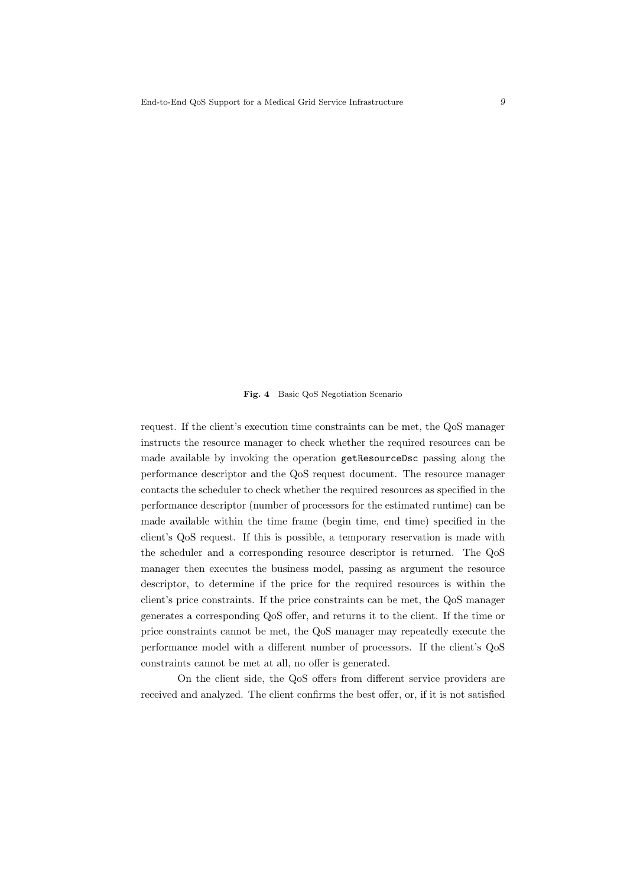**Fig. 4** Basic QoS Negotiation Scenario

request. If the client's execution time constraints can be met, the QoS manager instructs the resource manager to check whether the required resources can be made available by invoking the operation `getResourceDsc` passing along the performance descriptor and the QoS request document. The resource manager contacts the scheduler to check whether the required resources as specified in the performance descriptor (number of processors for the estimated runtime) can be made available within the time frame (begin time, end time) specified in the client's QoS request. If this is possible, a temporary reservation is made with the scheduler and a corresponding resource descriptor is returned. The QoS manager then executes the business model, passing as argument the resource descriptor, to determine if the price for the required resources is within the client's price constraints. If the price constraints can be met, the QoS manager generates a corresponding QoS offer, and returns it to the client. If the time or price constraints cannot be met, the QoS manager may repeatedly execute the performance model with a different number of processors. If the client's QoS constraints cannot be met at all, no offer is generated.

On the client side, the QoS offers from different service providers are received and analyzed. The client confirms the best offer, or, if it is not satisfied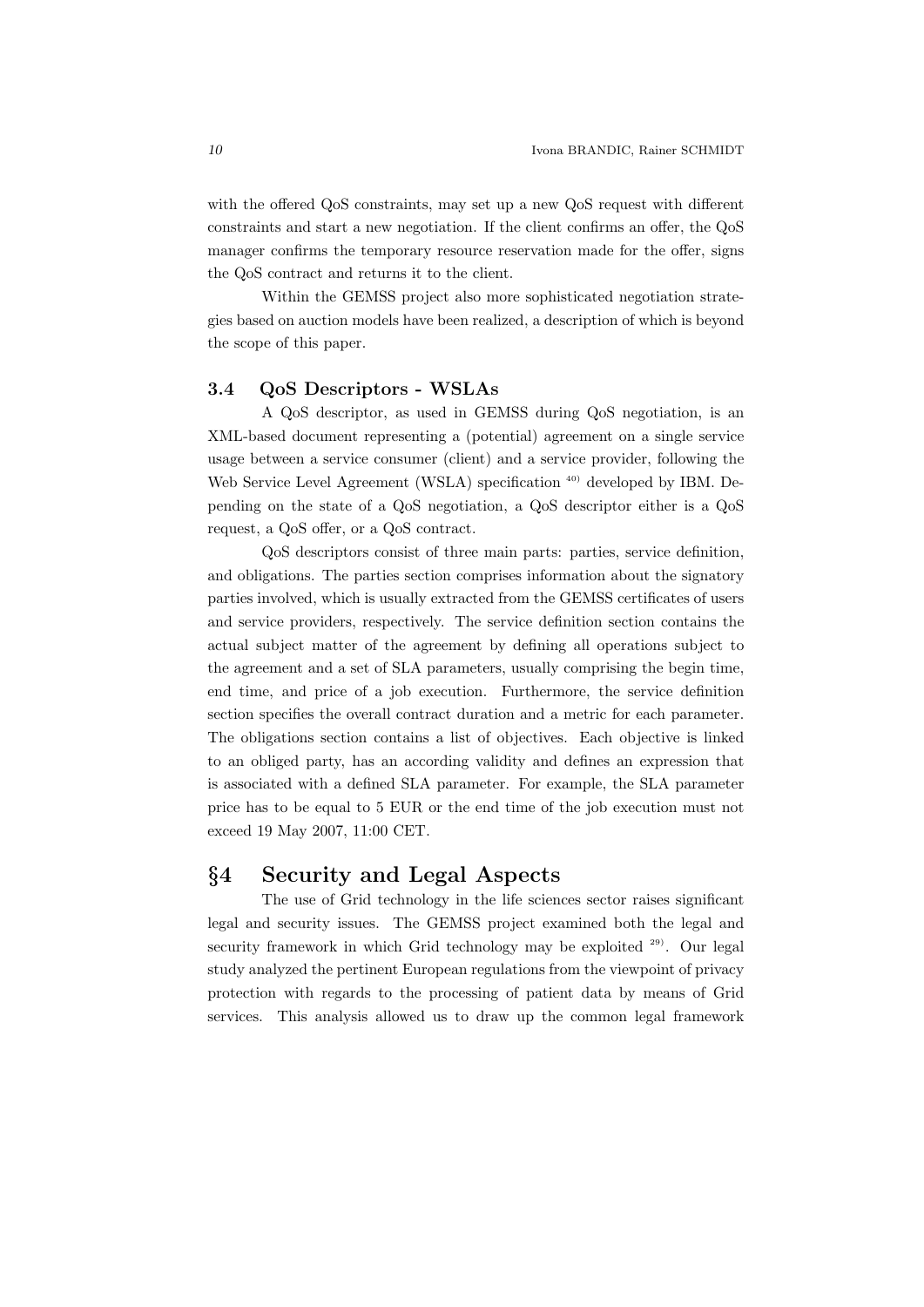with the offered QoS constraints, may set up a new QoS request with different constraints and start a new negotiation. If the client confirms an offer, the QoS manager confirms the temporary resource reservation made for the offer, signs the QoS contract and returns it to the client.

Within the GEMSS project also more sophisticated negotiation strategies based on auction models have been realized, a description of which is beyond the scope of this paper.

### 3.4 QoS Descriptors - WSLAs

A QoS descriptor, as used in GEMSS during QoS negotiation, is an XML-based document representing a (potential) agreement on a single service usage between a service consumer (client) and a service provider, following the Web Service Level Agreement (WSLA) specification [40] developed by IBM. Depending on the state of a QoS negotiation, a QoS descriptor either is a QoS request, a QoS offer, or a QoS contract.

QoS descriptors consist of three main parts: parties, service definition, and obligations. The parties section comprises information about the signatory parties involved, which is usually extracted from the GEMSS certificates of users and service providers, respectively. The service definition section contains the actual subject matter of the agreement by defining all operations subject to the agreement and a set of SLA parameters, usually comprising the begin time, end time, and price of a job execution. Furthermore, the service definition section specifies the overall contract duration and a metric for each parameter. The obligations section contains a list of objectives. Each objective is linked to an obliged party, has an according validity and defines an expression that is associated with a defined SLA parameter. For example, the SLA parameter price has to be equal to 5 EUR or the end time of the job execution must not exceed 19 May 2007, 11:00 CET.

## §4 Security and Legal Aspects

The use of Grid technology in the life sciences sector raises significant legal and security issues. The GEMSS project examined both the legal and security framework in which Grid technology may be exploited [29]. Our legal study analyzed the pertinent European regulations from the viewpoint of privacy protection with regards to the processing of patient data by means of Grid services. This analysis allowed us to draw up the common legal framework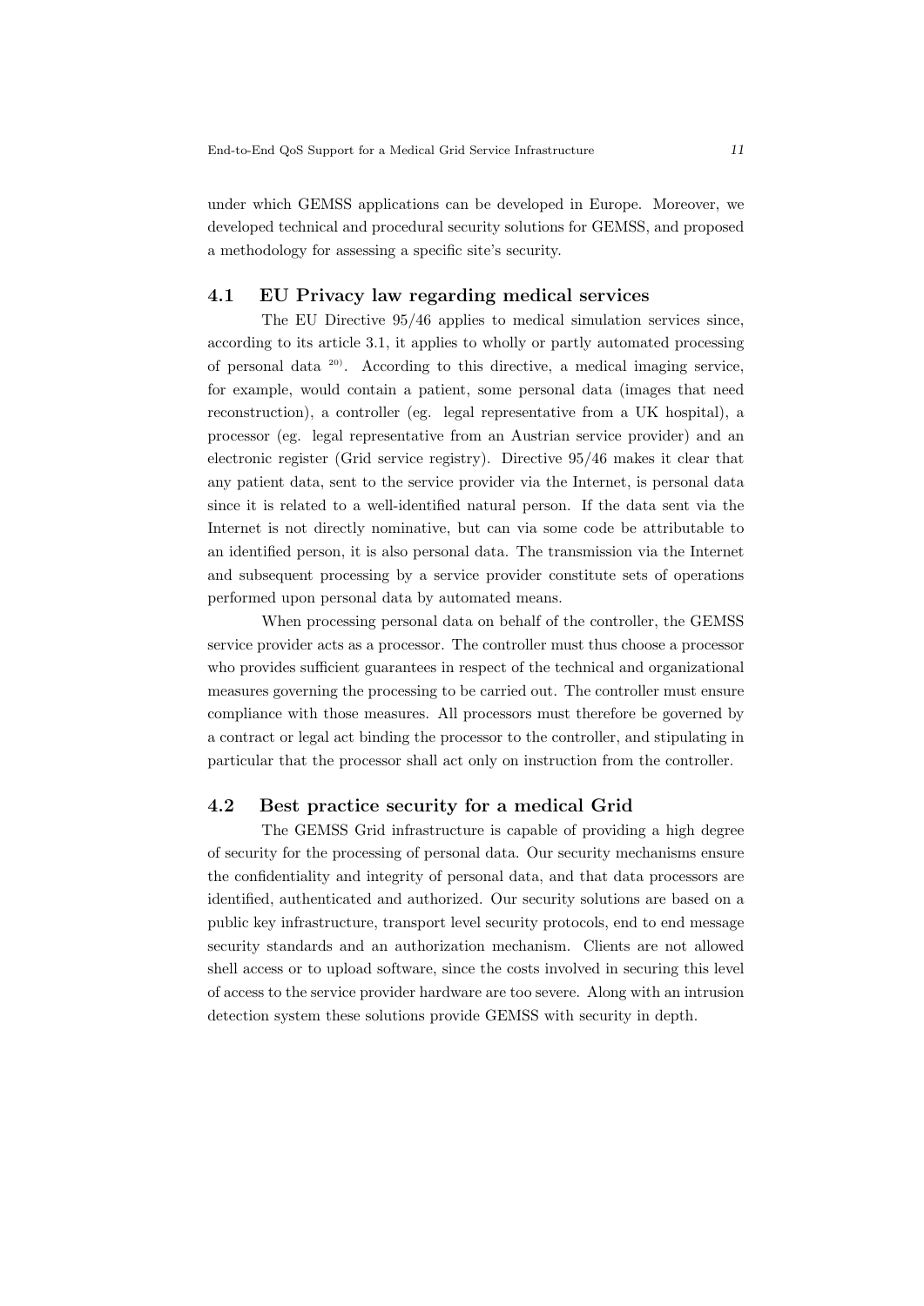under which GEMSS applications can be developed in Europe. Moreover, we developed technical and procedural security solutions for GEMSS, and proposed a methodology for assessing a specific site's security.

## 4.1 EU Privacy law regarding medical services

The EU Directive 95/46 applies to medical simulation services since, according to its article 3.1, it applies to wholly or partly automated processing of personal data [20]. According to this directive, a medical imaging service, for example, would contain a patient, some personal data (images that need reconstruction), a controller (eg. legal representative from a UK hospital), a processor (eg. legal representative from an Austrian service provider) and an electronic register (Grid service registry). Directive 95/46 makes it clear that any patient data, sent to the service provider via the Internet, is personal data since it is related to a well-identified natural person. If the data sent via the Internet is not directly nominative, but can via some code be attributable to an identified person, it is also personal data. The transmission via the Internet and subsequent processing by a service provider constitute sets of operations performed upon personal data by automated means.

When processing personal data on behalf of the controller, the GEMSS service provider acts as a processor. The controller must thus choose a processor who provides sufficient guarantees in respect of the technical and organizational measures governing the processing to be carried out. The controller must ensure compliance with those measures. All processors must therefore be governed by a contract or legal act binding the processor to the controller, and stipulating in particular that the processor shall act only on instruction from the controller.

## 4.2 Best practice security for a medical Grid

The GEMSS Grid infrastructure is capable of providing a high degree of security for the processing of personal data. Our security mechanisms ensure the confidentiality and integrity of personal data, and that data processors are identified, authenticated and authorized. Our security solutions are based on a public key infrastructure, transport level security protocols, end to end message security standards and an authorization mechanism. Clients are not allowed shell access or to upload software, since the costs involved in securing this level of access to the service provider hardware are too severe. Along with an intrusion detection system these solutions provide GEMSS with security in depth.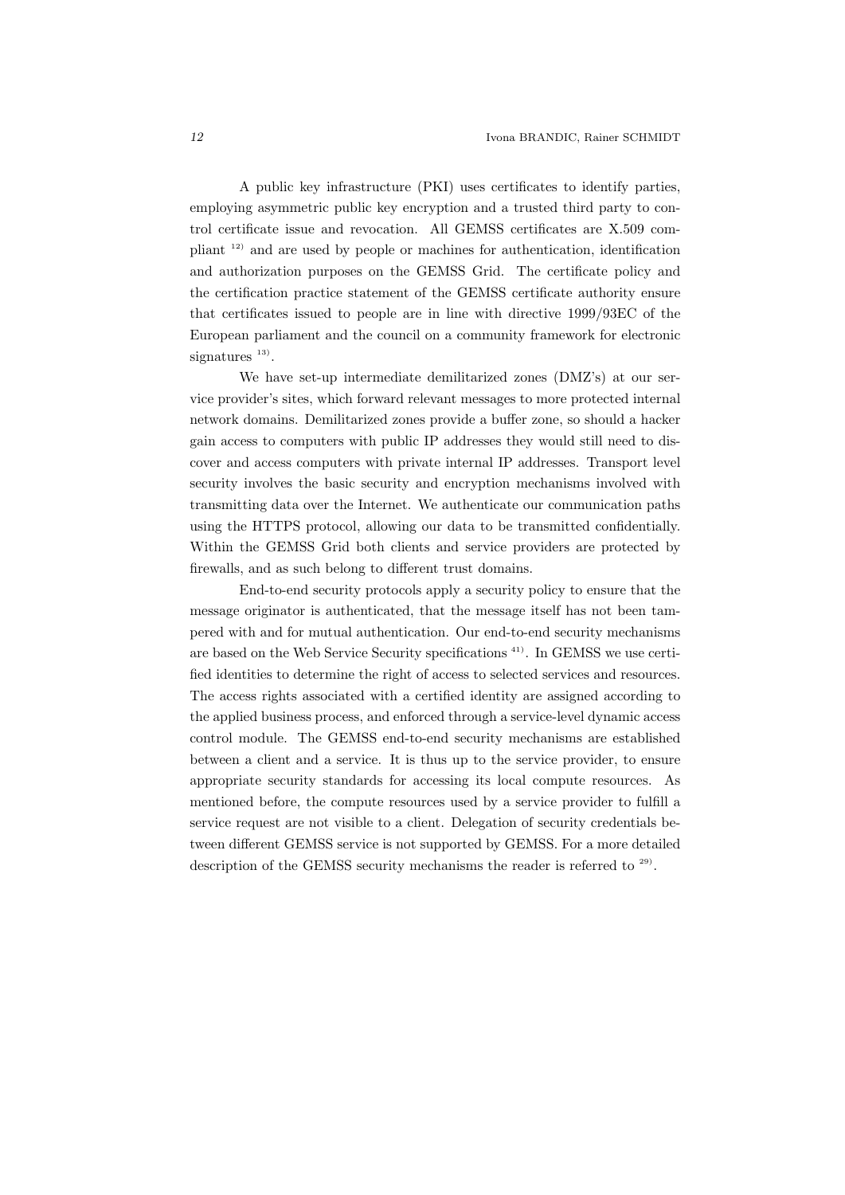A public key infrastructure (PKI) uses certificates to identify parties, employing asymmetric public key encryption and a trusted third party to control certificate issue and revocation. All GEMSS certificates are X.509 compliant [12] and are used by people or machines for authentication, identification and authorization purposes on the GEMSS Grid. The certificate policy and the certification practice statement of the GEMSS certificate authority ensure that certificates issued to people are in line with directive 1999/93EC of the European parliament and the council on a community framework for electronic signatures [13].

We have set-up intermediate demilitarized zones (DMZ's) at our service provider's sites, which forward relevant messages to more protected internal network domains. Demilitarized zones provide a buffer zone, so should a hacker gain access to computers with public IP addresses they would still need to discover and access computers with private internal IP addresses. Transport level security involves the basic security and encryption mechanisms involved with transmitting data over the Internet. We authenticate our communication paths using the HTTPS protocol, allowing our data to be transmitted confidentially. Within the GEMSS Grid both clients and service providers are protected by firewalls, and as such belong to different trust domains.

End-to-end security protocols apply a security policy to ensure that the message originator is authenticated, that the message itself has not been tampered with and for mutual authentication. Our end-to-end security mechanisms are based on the Web Service Security specifications [41]. In GEMSS we use certified identities to determine the right of access to selected services and resources. The access rights associated with a certified identity are assigned according to the applied business process, and enforced through a service-level dynamic access control module. The GEMSS end-to-end security mechanisms are established between a client and a service. It is thus up to the service provider, to ensure appropriate security standards for accessing its local compute resources. As mentioned before, the compute resources used by a service provider to fulfill a service request are not visible to a client. Delegation of security credentials between different GEMSS service is not supported by GEMSS. For a more detailed description of the GEMSS security mechanisms the reader is referred to [29].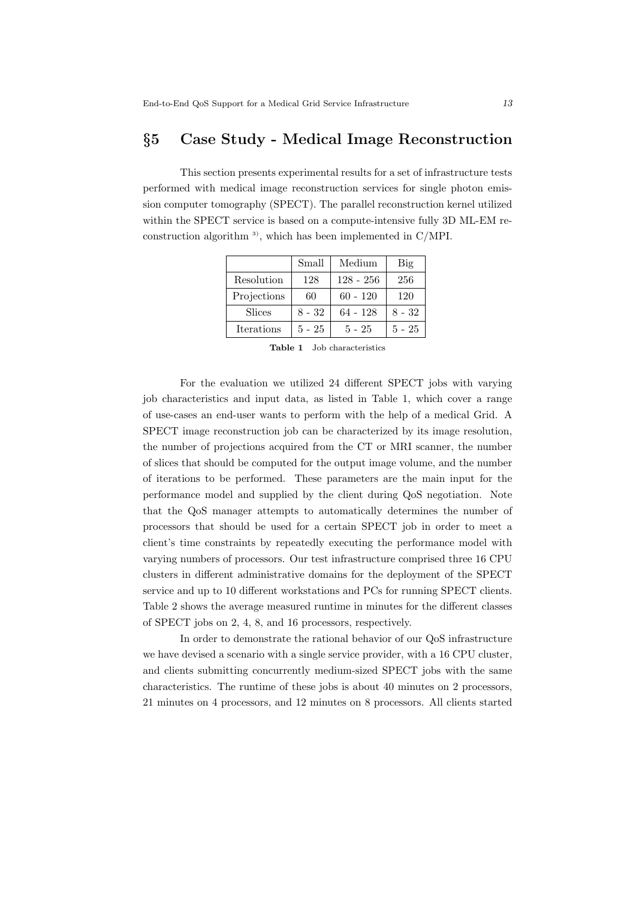## §5 Case Study - Medical Image Reconstruction

This section presents experimental results for a set of infrastructure tests performed with medical image reconstruction services for single photon emission computer tomography (SPECT). The parallel reconstruction kernel utilized within the SPECT service is based on a compute-intensive fully 3D ML-EM reconstruction algorithm [3], which has been implemented in C/MPI.

| | Small | Medium | Big |
|---|---|---|---|
| Resolution | 128 | 128 - 256 | 256 |
| Projections | 60 | 60 - 120 | 120 |
| Slices | 8 - 32 | 64 - 128 | 8 - 32 |
| Iterations | 5 - 25 | 5 - 25 | 5 - 25 |

**Table 1** Job characteristics

For the evaluation we utilized 24 different SPECT jobs with varying job characteristics and input data, as listed in Table 1, which cover a range of use-cases an end-user wants to perform with the help of a medical Grid. A SPECT image reconstruction job can be characterized by its image resolution, the number of projections acquired from the CT or MRI scanner, the number of slices that should be computed for the output image volume, and the number of iterations to be performed. These parameters are the main input for the performance model and supplied by the client during QoS negotiation. Note that the QoS manager attempts to automatically determines the number of processors that should be used for a certain SPECT job in order to meet a client's time constraints by repeatedly executing the performance model with varying numbers of processors. Our test infrastructure comprised three 16 CPU clusters in different administrative domains for the deployment of the SPECT service and up to 10 different workstations and PCs for running SPECT clients. Table 2 shows the average measured runtime in minutes for the different classes of SPECT jobs on 2, 4, 8, and 16 processors, respectively.

In order to demonstrate the rational behavior of our QoS infrastructure we have devised a scenario with a single service provider, with a 16 CPU cluster, and clients submitting concurrently medium-sized SPECT jobs with the same characteristics. The runtime of these jobs is about 40 minutes on 2 processors, 21 minutes on 4 processors, and 12 minutes on 8 processors. All clients started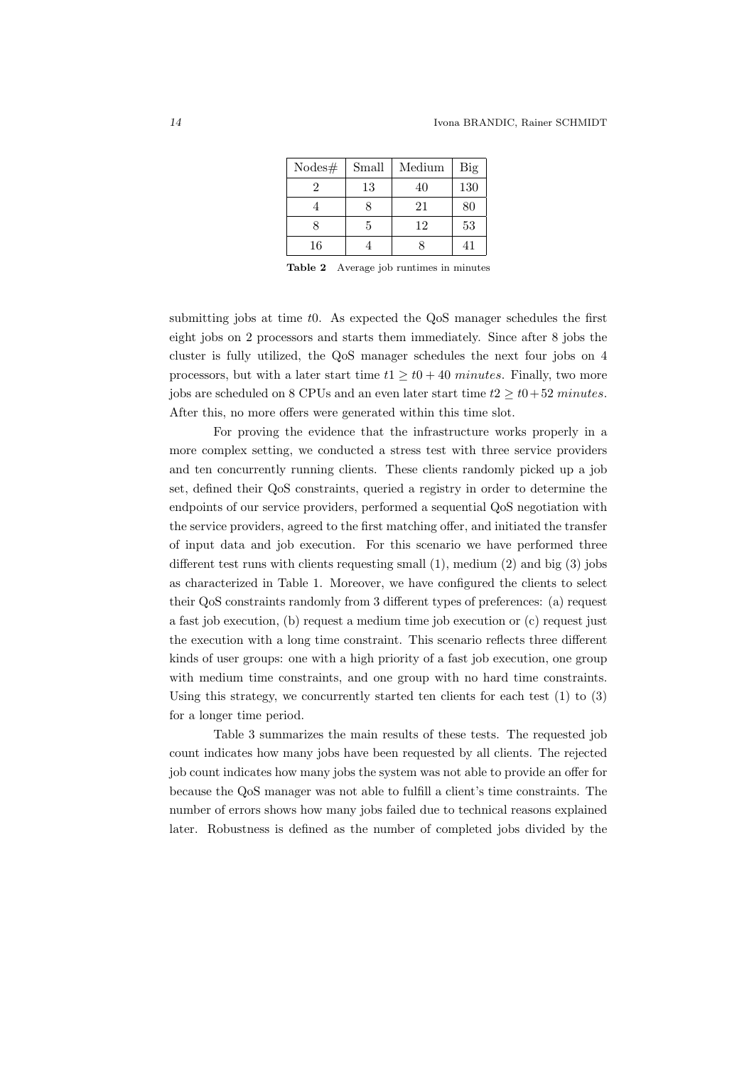| Nodes# | Small | Medium | Big |
| --- | --- | --- | --- |
| 2 | 13 | 40 | 130 |
| 4 | 8 | 21 | 80 |
| 8 | 5 | 12 | 53 |
| 16 | 4 | 8 | 41 |

**Table 2** Average job runtimes in minutes

submitting jobs at time $t0$. As expected the QoS manager schedules the first eight jobs on 2 processors and starts them immediately. Since after 8 jobs the cluster is fully utilized, the QoS manager schedules the next four jobs on 4 processors, but with a later start time $t1 \geq t0 + 40$ *minutes*. Finally, two more jobs are scheduled on 8 CPUs and an even later start time $t2 \geq t0 + 52$ *minutes*. After this, no more offers were generated within this time slot.

For proving the evidence that the infrastructure works properly in a more complex setting, we conducted a stress test with three service providers and ten concurrently running clients. These clients randomly picked up a job set, defined their QoS constraints, queried a registry in order to determine the endpoints of our service providers, performed a sequential QoS negotiation with the service providers, agreed to the first matching offer, and initiated the transfer of input data and job execution. For this scenario we have performed three different test runs with clients requesting small (1), medium (2) and big (3) jobs as characterized in Table 1. Moreover, we have configured the clients to select their QoS constraints randomly from 3 different types of preferences: (a) request a fast job execution, (b) request a medium time job execution or (c) request just the execution with a long time constraint. This scenario reflects three different kinds of user groups: one with a high priority of a fast job execution, one group with medium time constraints, and one group with no hard time constraints. Using this strategy, we concurrently started ten clients for each test (1) to (3) for a longer time period.

Table 3 summarizes the main results of these tests. The requested job count indicates how many jobs have been requested by all clients. The rejected job count indicates how many jobs the system was not able to provide an offer for because the QoS manager was not able to fulfill a client's time constraints. The number of errors shows how many jobs failed due to technical reasons explained later. Robustness is defined as the number of completed jobs divided by the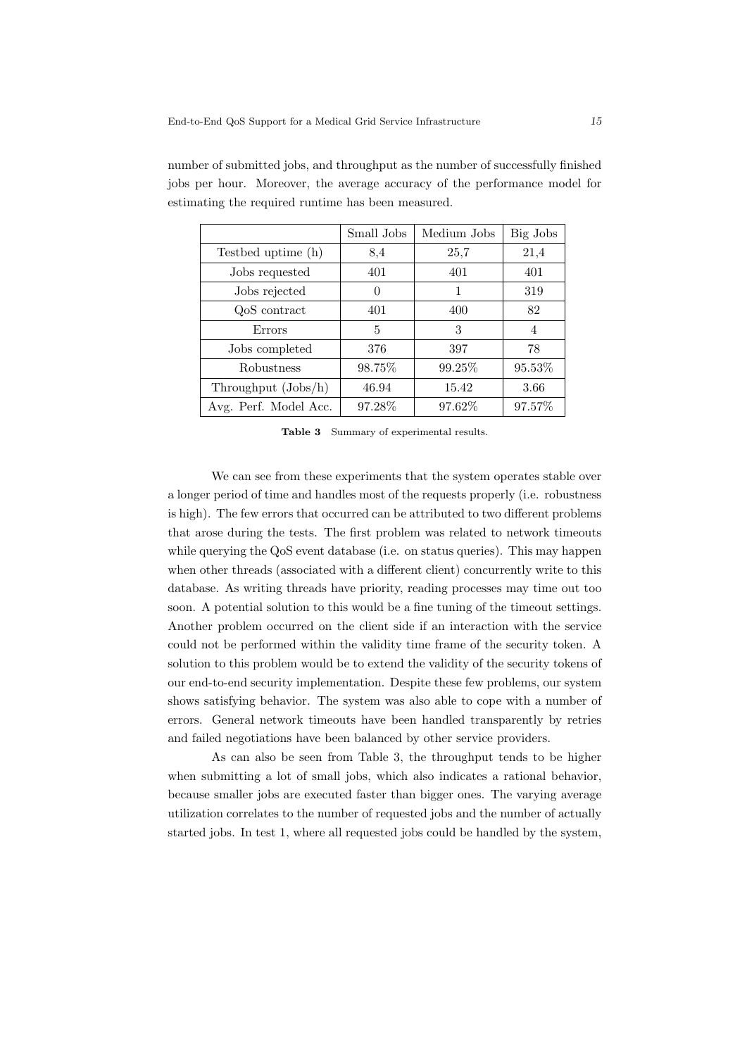number of submitted jobs, and throughput as the number of successfully finished jobs per hour. Moreover, the average accuracy of the performance model for estimating the required runtime has been measured.

| | Small Jobs | Medium Jobs | Big Jobs |
|---|---|---|---|
| Testbed uptime (h) | 8,4 | 25,7 | 21,4 |
| Jobs requested | 401 | 401 | 401 |
| Jobs rejected | 0 | 1 | 319 |
| QoS contract | 401 | 400 | 82 |
| Errors | 5 | 3 | 4 |
| Jobs completed | 376 | 397 | 78 |
| Robustness | 98.75% | 99.25% | 95.53% |
| Throughput (Jobs/h) | 46.94 | 15.42 | 3.66 |
| Avg. Perf. Model Acc. | 97.28% | 97.62% | 97.57% |

**Table 3** Summary of experimental results.

We can see from these experiments that the system operates stable over a longer period of time and handles most of the requests properly (i.e. robustness is high). The few errors that occurred can be attributed to two different problems that arose during the tests. The first problem was related to network timeouts while querying the QoS event database (i.e. on status queries). This may happen when other threads (associated with a different client) concurrently write to this database. As writing threads have priority, reading processes may time out too soon. A potential solution to this would be a fine tuning of the timeout settings. Another problem occurred on the client side if an interaction with the service could not be performed within the validity time frame of the security token. A solution to this problem would be to extend the validity of the security tokens of our end-to-end security implementation. Despite these few problems, our system shows satisfying behavior. The system was also able to cope with a number of errors. General network timeouts have been handled transparently by retries and failed negotiations have been balanced by other service providers.

As can also be seen from Table 3, the throughput tends to be higher when submitting a lot of small jobs, which also indicates a rational behavior, because smaller jobs are executed faster than bigger ones. The varying average utilization correlates to the number of requested jobs and the number of actually started jobs. In test 1, where all requested jobs could be handled by the system,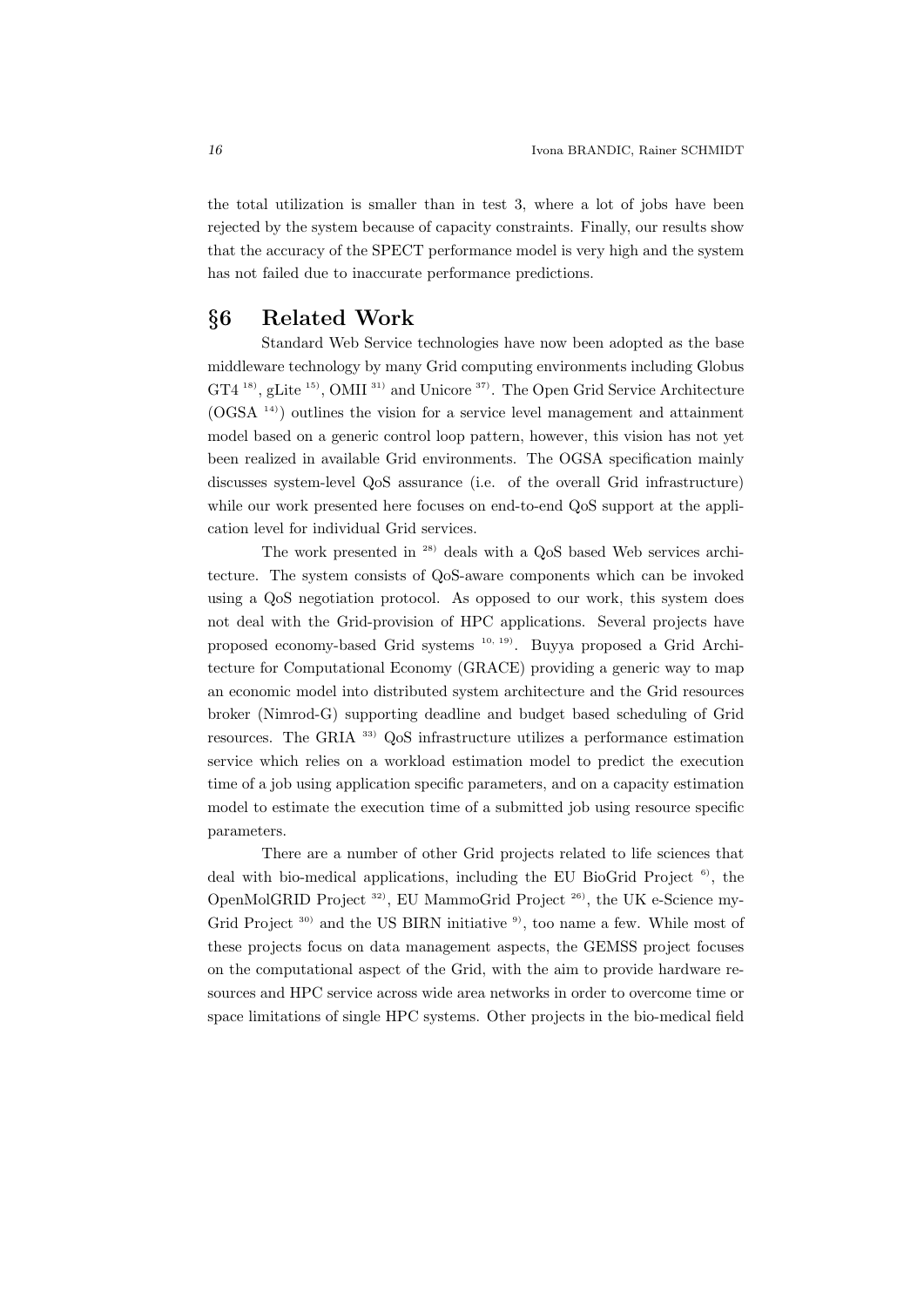the total utilization is smaller than in test 3, where a lot of jobs have been rejected by the system because of capacity constraints. Finally, our results show that the accuracy of the SPECT performance model is very high and the system has not failed due to inaccurate performance predictions.

## §6 Related Work

Standard Web Service technologies have now been adopted as the base middleware technology by many Grid computing environments including Globus GT4 [18], gLite [15], OMII [31] and Unicore [37]. The Open Grid Service Architecture (OGSA [14]) outlines the vision for a service level management and attainment model based on a generic control loop pattern, however, this vision has not yet been realized in available Grid environments. The OGSA specification mainly discusses system-level QoS assurance (i.e. of the overall Grid infrastructure) while our work presented here focuses on end-to-end QoS support at the application level for individual Grid services.

The work presented in [28] deals with a QoS based Web services architecture. The system consists of QoS-aware components which can be invoked using a QoS negotiation protocol. As opposed to our work, this system does not deal with the Grid-provision of HPC applications. Several projects have proposed economy-based Grid systems [10, 19]. Buyya proposed a Grid Architecture for Computational Economy (GRACE) providing a generic way to map an economic model into distributed system architecture and the Grid resources broker (Nimrod-G) supporting deadline and budget based scheduling of Grid resources. The GRIA [33] QoS infrastructure utilizes a performance estimation service which relies on a workload estimation model to predict the execution time of a job using application specific parameters, and on a capacity estimation model to estimate the execution time of a submitted job using resource specific parameters.

There are a number of other Grid projects related to life sciences that deal with bio-medical applications, including the EU BioGrid Project [6], the OpenMolGRID Project [32], EU MammoGrid Project [26], the UK e-Science myGrid Project [30] and the US BIRN initiative [9], too name a few. While most of these projects focus on data management aspects, the GEMSS project focuses on the computational aspect of the Grid, with the aim to provide hardware resources and HPC service across wide area networks in order to overcome time or space limitations of single HPC systems. Other projects in the bio-medical field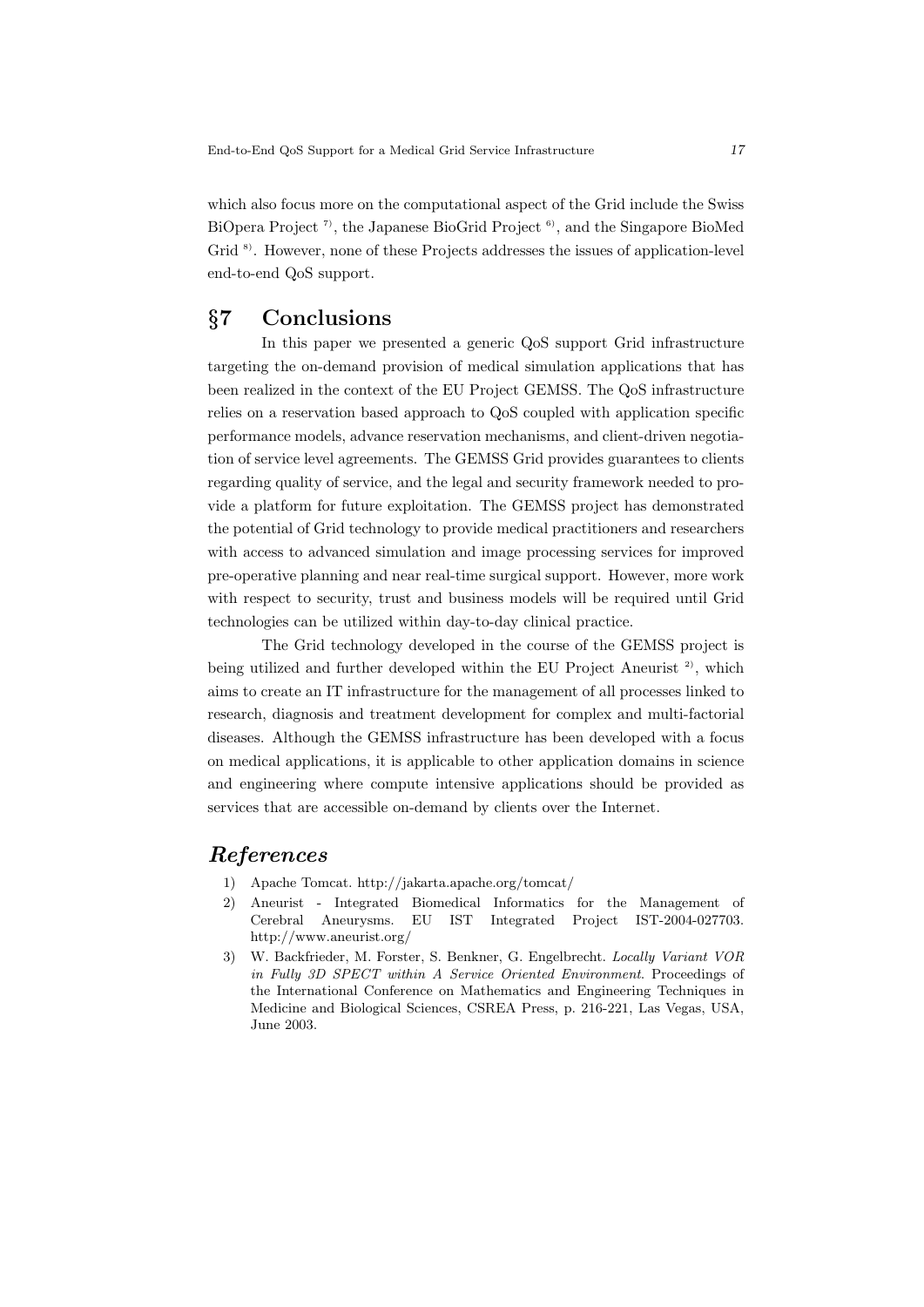which also focus more on the computational aspect of the Grid include the Swiss BiOpera Project [7], the Japanese BioGrid Project [6], and the Singapore BioMed Grid [8]. However, none of these Projects addresses the issues of application-level end-to-end QoS support.

## §7 Conclusions

In this paper we presented a generic QoS support Grid infrastructure targeting the on-demand provision of medical simulation applications that has been realized in the context of the EU Project GEMSS. The QoS infrastructure relies on a reservation based approach to QoS coupled with application specific performance models, advance reservation mechanisms, and client-driven negotiation of service level agreements. The GEMSS Grid provides guarantees to clients regarding quality of service, and the legal and security framework needed to provide a platform for future exploitation. The GEMSS project has demonstrated the potential of Grid technology to provide medical practitioners and researchers with access to advanced simulation and image processing services for improved pre-operative planning and near real-time surgical support. However, more work with respect to security, trust and business models will be required until Grid technologies can be utilized within day-to-day clinical practice.

The Grid technology developed in the course of the GEMSS project is being utilized and further developed within the EU Project Aneurist [2], which aims to create an IT infrastructure for the management of all processes linked to research, diagnosis and treatment development for complex and multi-factorial diseases. Although the GEMSS infrastructure has been developed with a focus on medical applications, it is applicable to other application domains in science and engineering where compute intensive applications should be provided as services that are accessible on-demand by clients over the Internet.

## *References*

1) Apache Tomcat. http://jakarta.apache.org/tomcat/
2) Aneurist - Integrated Biomedical Informatics for the Management of Cerebral Aneurysms. EU IST Integrated Project IST-2004-027703. http://www.aneurist.org/
3) W. Backfrieder, M. Forster, S. Benkner, G. Engelbrecht. *Locally Variant VOR in Fully 3D SPECT within A Service Oriented Environment*. Proceedings of the International Conference on Mathematics and Engineering Techniques in Medicine and Biological Sciences, CSREA Press, p. 216-221, Las Vegas, USA, June 2003.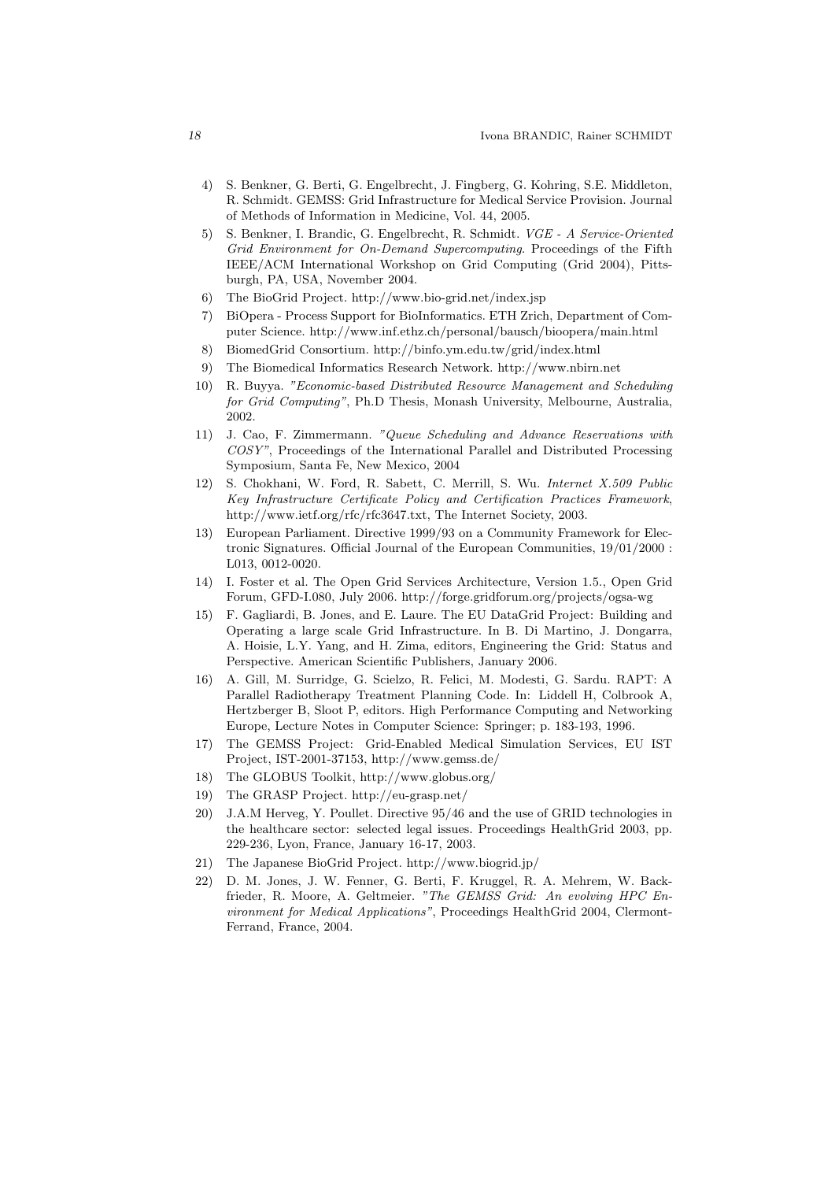4) S. Benkner, G. Berti, G. Engelbrecht, J. Fingberg, G. Kohring, S.E. Middleton, R. Schmidt. GEMSS: Grid Infrastructure for Medical Service Provision. Journal of Methods of Information in Medicine, Vol. 44, 2005.
5) S. Benkner, I. Brandic, G. Engelbrecht, R. Schmidt. *VGE - A Service-Oriented Grid Environment for On-Demand Supercomputing*. Proceedings of the Fifth IEEE/ACM International Workshop on Grid Computing (Grid 2004), Pittsburgh, PA, USA, November 2004.
6) The BioGrid Project. http://www.bio-grid.net/index.jsp
7) BiOpera - Process Support for BioInformatics. ETH Zrich, Department of Computer Science. http://www.inf.ethz.ch/personal/bausch/bioopera/main.html
8) BiomedGrid Consortium. http://binfo.ym.edu.tw/grid/index.html
9) The Biomedical Informatics Research Network. http://www.nbirn.net
10) R. Buyya. *"Economic-based Distributed Resource Management and Scheduling for Grid Computing"*, Ph.D Thesis, Monash University, Melbourne, Australia, 2002.
11) J. Cao, F. Zimmermann. *"Queue Scheduling and Advance Reservations with COSY"*, Proceedings of the International Parallel and Distributed Processing Symposium, Santa Fe, New Mexico, 2004
12) S. Chokhani, W. Ford, R. Sabett, C. Merrill, S. Wu. *Internet X.509 Public Key Infrastructure Certificate Policy and Certification Practices Framework*, http://www.ietf.org/rfc/rfc3647.txt, The Internet Society, 2003.
13) European Parliament. Directive 1999/93 on a Community Framework for Electronic Signatures. Official Journal of the European Communities, 19/01/2000 : L013, 0012-0020.
14) I. Foster et al. The Open Grid Services Architecture, Version 1.5., Open Grid Forum, GFD-I.080, July 2006. http://forge.gridforum.org/projects/ogsa-wg
15) F. Gagliardi, B. Jones, and E. Laure. The EU DataGrid Project: Building and Operating a large scale Grid Infrastructure. In B. Di Martino, J. Dongarra, A. Hoisie, L.Y. Yang, and H. Zima, editors, Engineering the Grid: Status and Perspective. American Scientific Publishers, January 2006.
16) A. Gill, M. Surridge, G. Scielzo, R. Felici, M. Modesti, G. Sardu. RAPT: A Parallel Radiotherapy Treatment Planning Code. In: Liddell H, Colbrook A, Hertzberger B, Sloot P, editors. High Performance Computing and Networking Europe, Lecture Notes in Computer Science: Springer; p. 183-193, 1996.
17) The GEMSS Project: Grid-Enabled Medical Simulation Services, EU IST Project, IST-2001-37153, http://www.gemss.de/
18) The GLOBUS Toolkit, http://www.globus.org/
19) The GRASP Project. http://eu-grasp.net/
20) J.A.M Herveg, Y. Poullet. Directive 95/46 and the use of GRID technologies in the healthcare sector: selected legal issues. Proceedings HealthGrid 2003, pp. 229-236, Lyon, France, January 16-17, 2003.
21) The Japanese BioGrid Project. http://www.biogrid.jp/
22) D. M. Jones, J. W. Fenner, G. Berti, F. Kruggel, R. A. Mehrem, W. Backfrieder, R. Moore, A. Geltmeier. *"The GEMSS Grid: An evolving HPC Environment for Medical Applications"*, Proceedings HealthGrid 2004, Clermont-Ferrand, France, 2004.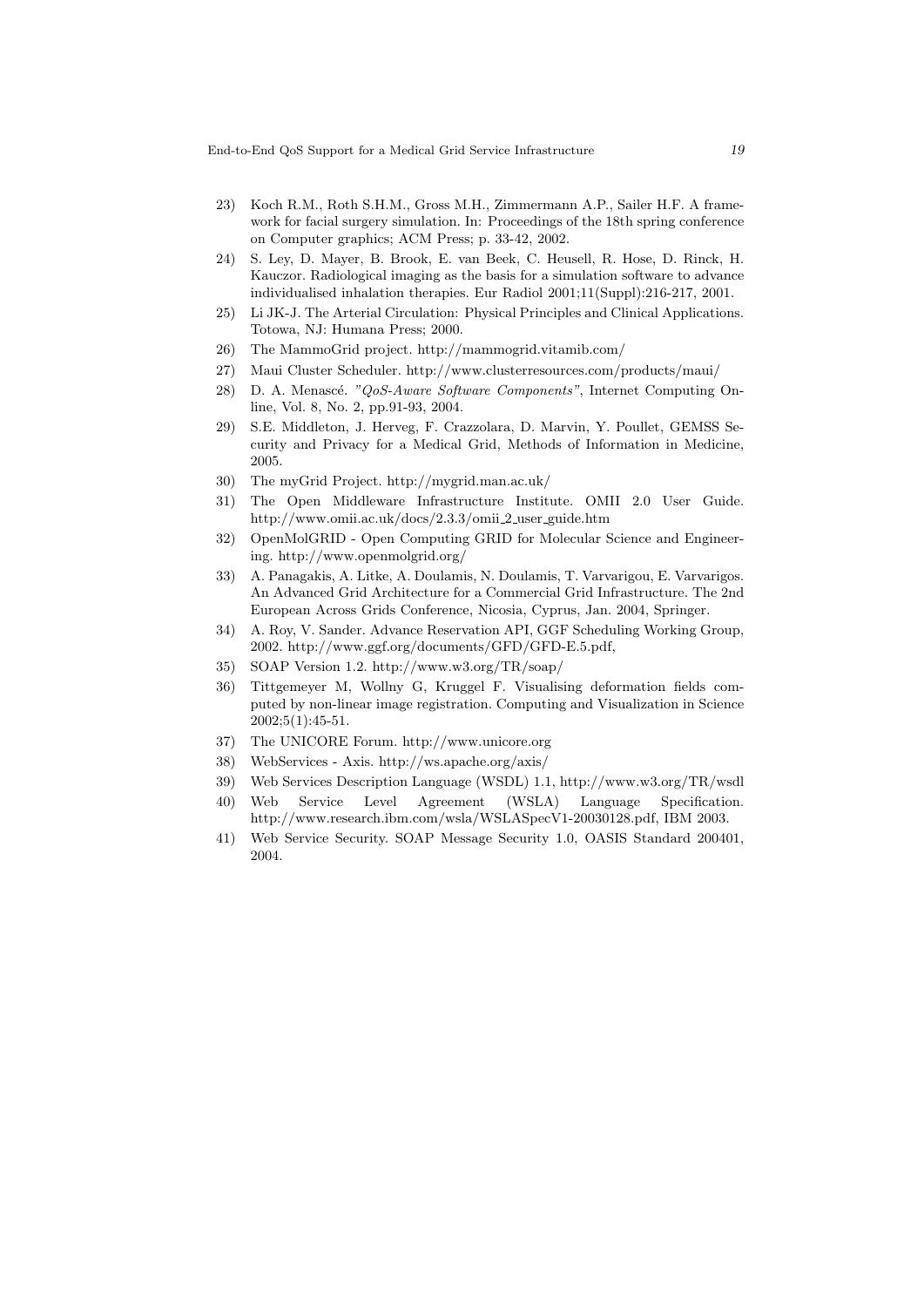23) Koch R.M., Roth S.H.M., Gross M.H., Zimmermann A.P., Sailer H.F. A framework for facial surgery simulation. In: Proceedings of the 18th spring conference on Computer graphics; ACM Press; p. 33-42, 2002.
24) S. Ley, D. Mayer, B. Brook, E. van Beek, C. Heusell, R. Hose, D. Rinck, H. Kauczor. Radiological imaging as the basis for a simulation software to advance individualised inhalation therapies. Eur Radiol 2001;11(Suppl):216-217, 2001.
25) Li JK-J. The Arterial Circulation: Physical Principles and Clinical Applications. Totowa, NJ: Humana Press; 2000.
26) The MammoGrid project. http://mammogrid.vitamib.com/
27) Maui Cluster Scheduler. http://www.clusterresources.com/products/maui/
28) D. A. Menascé. *"QoS-Aware Software Components"*, Internet Computing Online, Vol. 8, No. 2, pp.91-93, 2004.
29) S.E. Middleton, J. Herveg, F. Crazzolara, D. Marvin, Y. Poullet, GEMSS Security and Privacy for a Medical Grid, Methods of Information in Medicine, 2005.
30) The myGrid Project. http://mygrid.man.ac.uk/
31) The Open Middleware Infrastructure Institute. OMII 2.0 User Guide. http://www.omii.ac.uk/docs/2.3.3/omii_2_user_guide.htm
32) OpenMolGRID - Open Computing GRID for Molecular Science and Engineering. http://www.openmolgrid.org/
33) A. Panagakis, A. Litke, A. Doulamis, N. Doulamis, T. Varvarigou, E. Varvarigos. An Advanced Grid Architecture for a Commercial Grid Infrastructure. The 2nd European Across Grids Conference, Nicosia, Cyprus, Jan. 2004, Springer.
34) A. Roy, V. Sander. Advance Reservation API, GGF Scheduling Working Group, 2002. http://www.ggf.org/documents/GFD/GFD-E.5.pdf,
35) SOAP Version 1.2. http://www.w3.org/TR/soap/
36) Tittgemeyer M, Wollny G, Kruggel F. Visualising deformation fields computed by non-linear image registration. Computing and Visualization in Science 2002;5(1):45-51.
37) The UNICORE Forum. http://www.unicore.org
38) WebServices - Axis. http://ws.apache.org/axis/
39) Web Services Description Language (WSDL) 1.1, http://www.w3.org/TR/wsdl
40) Web Service Level Agreement (WSLA) Language Specification. http://www.research.ibm.com/wsla/WSLASpecV1-20030128.pdf, IBM 2003.
41) Web Service Security. SOAP Message Security 1.0, OASIS Standard 200401, 2004.